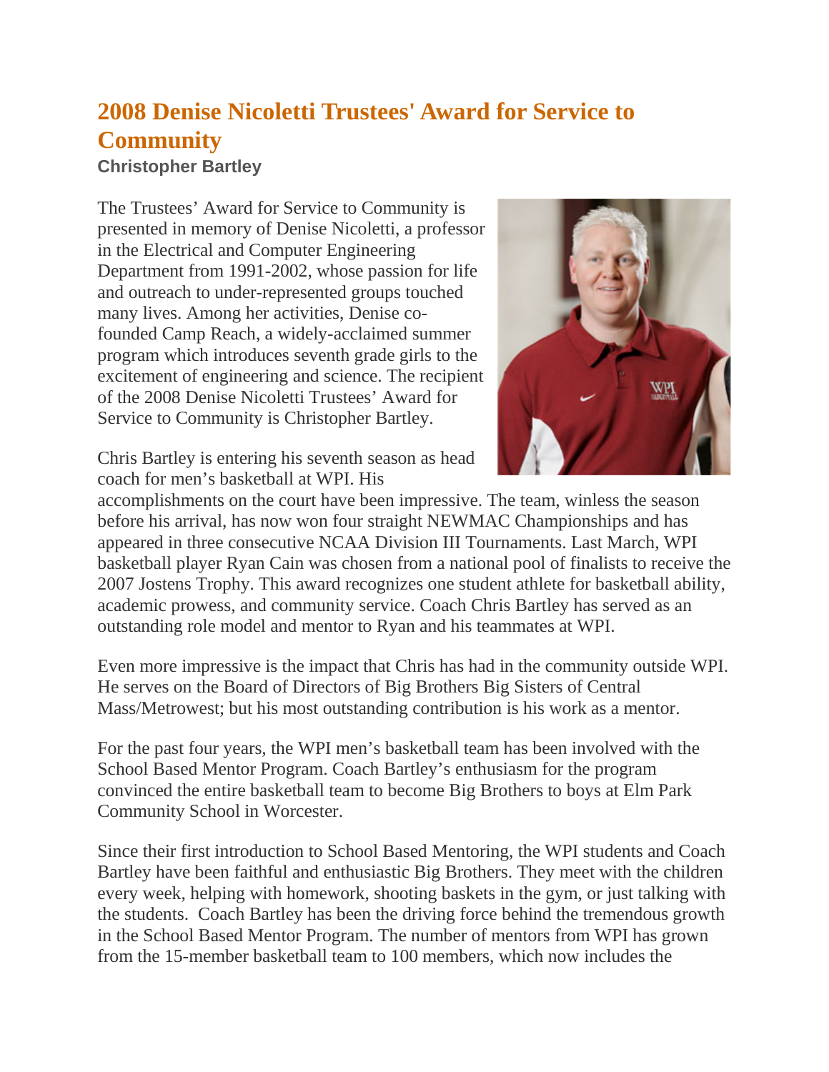# 2008 Denise Nicoletti Trustees' Award for Service to Community

**Christopher Bartley**

The Trustees' Award for Service to Community is presented in memory of Denise Nicoletti, a professor in the Electrical and Computer Engineering Department from 1991-2002, whose passion for life and outreach to under-represented groups touched many lives. Among her activities, Denise co-founded Camp Reach, a widely-acclaimed summer program which introduces seventh grade girls to the excitement of engineering and science. The recipient of the 2008 Denise Nicoletti Trustees' Award for Service to Community is Christopher Bartley.

Chris Bartley is entering his seventh season as head coach for men's basketball at WPI. His accomplishments on the court have been impressive. The team, winless the season before his arrival, has now won four straight NEWMAC Championships and has appeared in three consecutive NCAA Division III Tournaments. Last March, WPI basketball player Ryan Cain was chosen from a national pool of finalists to receive the 2007 Jostens Trophy. This award recognizes one student athlete for basketball ability, academic prowess, and community service. Coach Chris Bartley has served as an outstanding role model and mentor to Ryan and his teammates at WPI.

Even more impressive is the impact that Chris has had in the community outside WPI. He serves on the Board of Directors of Big Brothers Big Sisters of Central Mass/Metrowest; but his most outstanding contribution is his work as a mentor.

For the past four years, the WPI men's basketball team has been involved with the School Based Mentor Program. Coach Bartley's enthusiasm for the program convinced the entire basketball team to become Big Brothers to boys at Elm Park Community School in Worcester.

Since their first introduction to School Based Mentoring, the WPI students and Coach Bartley have been faithful and enthusiastic Big Brothers. They meet with the children every week, helping with homework, shooting baskets in the gym, or just talking with the students. Coach Bartley has been the driving force behind the tremendous growth in the School Based Mentor Program. The number of mentors from WPI has grown from the 15-member basketball team to 100 members, which now includes the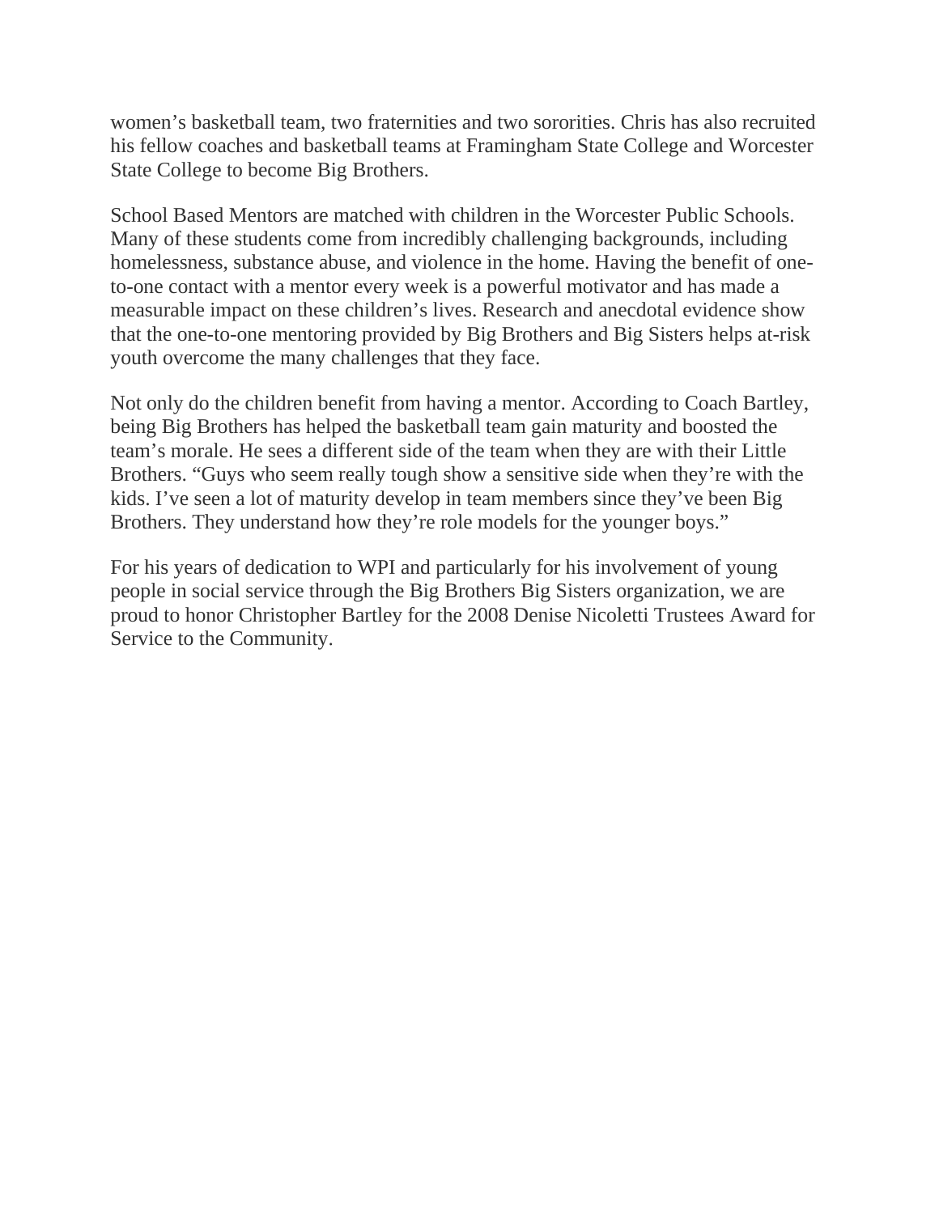women's basketball team, two fraternities and two sororities. Chris has also recruited his fellow coaches and basketball teams at Framingham State College and Worcester State College to become Big Brothers.

School Based Mentors are matched with children in the Worcester Public Schools. Many of these students come from incredibly challenging backgrounds, including homelessness, substance abuse, and violence in the home. Having the benefit of one-to-one contact with a mentor every week is a powerful motivator and has made a measurable impact on these children's lives. Research and anecdotal evidence show that the one-to-one mentoring provided by Big Brothers and Big Sisters helps at-risk youth overcome the many challenges that they face.

Not only do the children benefit from having a mentor. According to Coach Bartley, being Big Brothers has helped the basketball team gain maturity and boosted the team's morale. He sees a different side of the team when they are with their Little Brothers. "Guys who seem really tough show a sensitive side when they're with the kids. I've seen a lot of maturity develop in team members since they've been Big Brothers. They understand how they're role models for the younger boys."

For his years of dedication to WPI and particularly for his involvement of young people in social service through the Big Brothers Big Sisters organization, we are proud to honor Christopher Bartley for the 2008 Denise Nicoletti Trustees Award for Service to the Community.